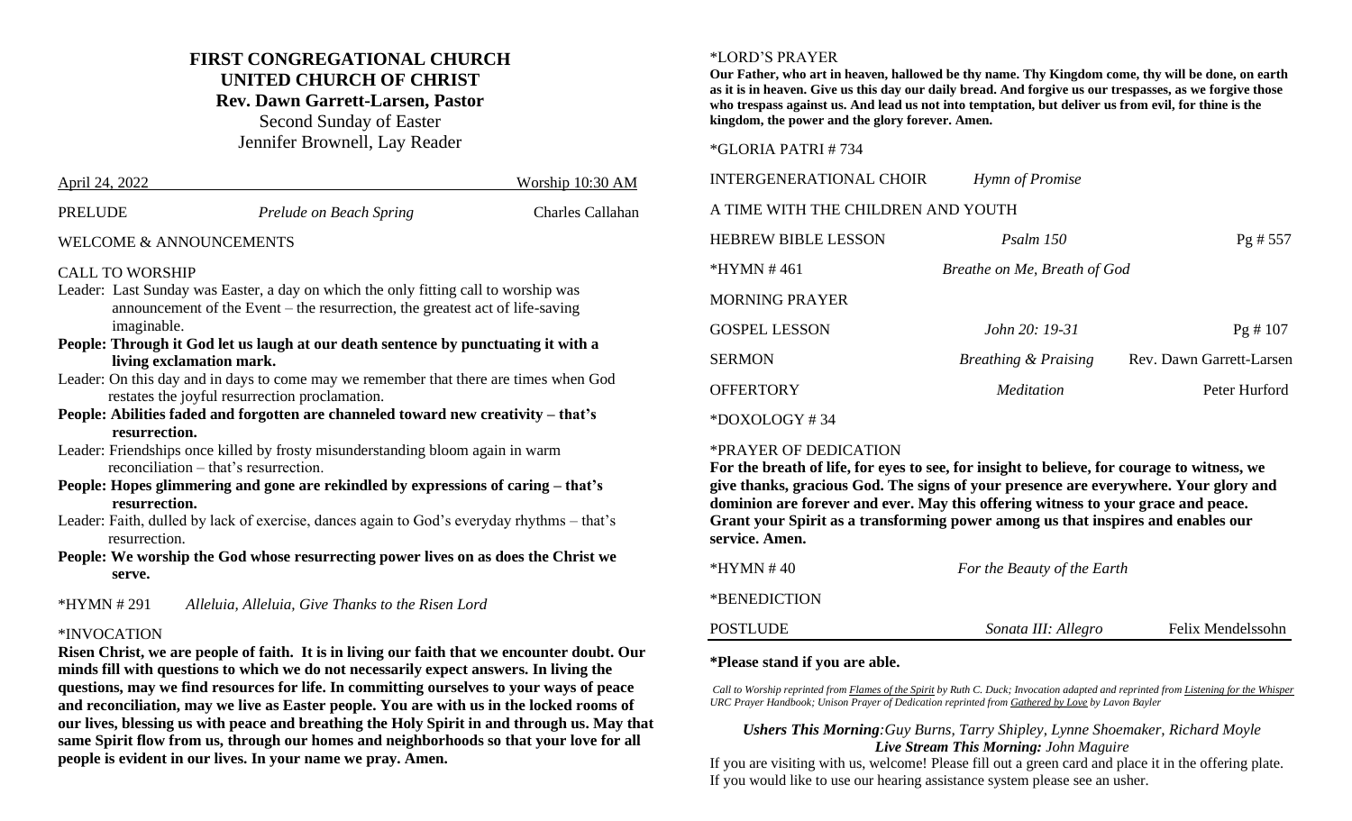# FIRST CONGREGATIONAL CHURCH
## UNITED CHURCH OF CHRIST
### Rev. Dawn Garrett-Larsen, Pastor

Second Sunday of Easter
Jennifer Brownell, Lay Reader

April 24, 2022 — Worship 10:30 AM

PRELUDE — *Prelude on Beach Spring* — Charles Callahan

WELCOME & ANNOUNCEMENTS

CALL TO WORSHIP

Leader: Last Sunday was Easter, a day on which the only fitting call to worship was announcement of the Event – the resurrection, the greatest act of life-saving imaginable.

**People: Through it God let us laugh at our death sentence by punctuating it with a living exclamation mark.**

Leader: On this day and in days to come may we remember that there are times when God restates the joyful resurrection proclamation.

**People: Abilities faded and forgotten are channeled toward new creativity – that's resurrection.**

Leader: Friendships once killed by frosty misunderstanding bloom again in warm reconciliation – that's resurrection.

**People: Hopes glimmering and gone are rekindled by expressions of caring – that's resurrection.**

Leader: Faith, dulled by lack of exercise, dances again to God's everyday rhythms – that's resurrection.

**People: We worship the God whose resurrecting power lives on as does the Christ we serve.**

*HYMN # 291 — *Alleluia, Alleluia, Give Thanks to the Risen Lord*

*INVOCATION

**Risen Christ, we are people of faith. It is in living our faith that we encounter doubt. Our minds fill with questions to which we do not necessarily expect answers. In living the questions, may we find resources for life. In committing ourselves to your ways of peace and reconciliation, may we live as Easter people. You are with us in the locked rooms of our lives, blessing us with peace and breathing the Holy Spirit in and through us. May that same Spirit flow from us, through our homes and neighborhoods so that your love for all people is evident in our lives. In your name we pray. Amen.**

*LORD'S PRAYER

**Our Father, who art in heaven, hallowed be thy name. Thy Kingdom come, thy will be done, on earth as it is in heaven. Give us this day our daily bread. And forgive us our trespasses, as we forgive those who trespass against us. And lead us not into temptation, but deliver us from evil, for thine is the kingdom, the power and the glory forever. Amen.**

*GLORIA PATRI # 734

INTERGENERATIONAL CHOIR — *Hymn of Promise*

A TIME WITH THE CHILDREN AND YOUTH

HEBREW BIBLE LESSON — *Psalm 150* — Pg # 557

*HYMN # 461 — *Breathe on Me, Breath of God*

MORNING PRAYER

GOSPEL LESSON — *John 20: 19-31* — Pg # 107

SERMON — *Breathing & Praising* — Rev. Dawn Garrett-Larsen

OFFERTORY — *Meditation* — Peter Hurford

*DOXOLOGY # 34

*PRAYER OF DEDICATION

**For the breath of life, for eyes to see, for insight to believe, for courage to witness, we give thanks, gracious God. The signs of your presence are everywhere. Your glory and dominion are forever and ever. May this offering witness to your grace and peace. Grant your Spirit as a transforming power among us that inspires and enables our service. Amen.**

*HYMN # 40 — *For the Beauty of the Earth*

*BENEDICTION

POSTLUDE — *Sonata III: Allegro* — Felix Mendelssohn

**\*Please stand if you are able.**

*Call to Worship reprinted from Flames of the Spirit by Ruth C. Duck; Invocation adapted and reprinted from Listening for the Whisper URC Prayer Handbook; Unison Prayer of Dedication reprinted from Gathered by Love by Lavon Bayler*

***Ushers This Morning**: Guy Burns, Tarry Shipley, Lynne Shoemaker, Richard Moyle*

***Live Stream This Morning:** John Maguire*

If you are visiting with us, welcome! Please fill out a green card and place it in the offering plate. If you would like to use our hearing assistance system please see an usher.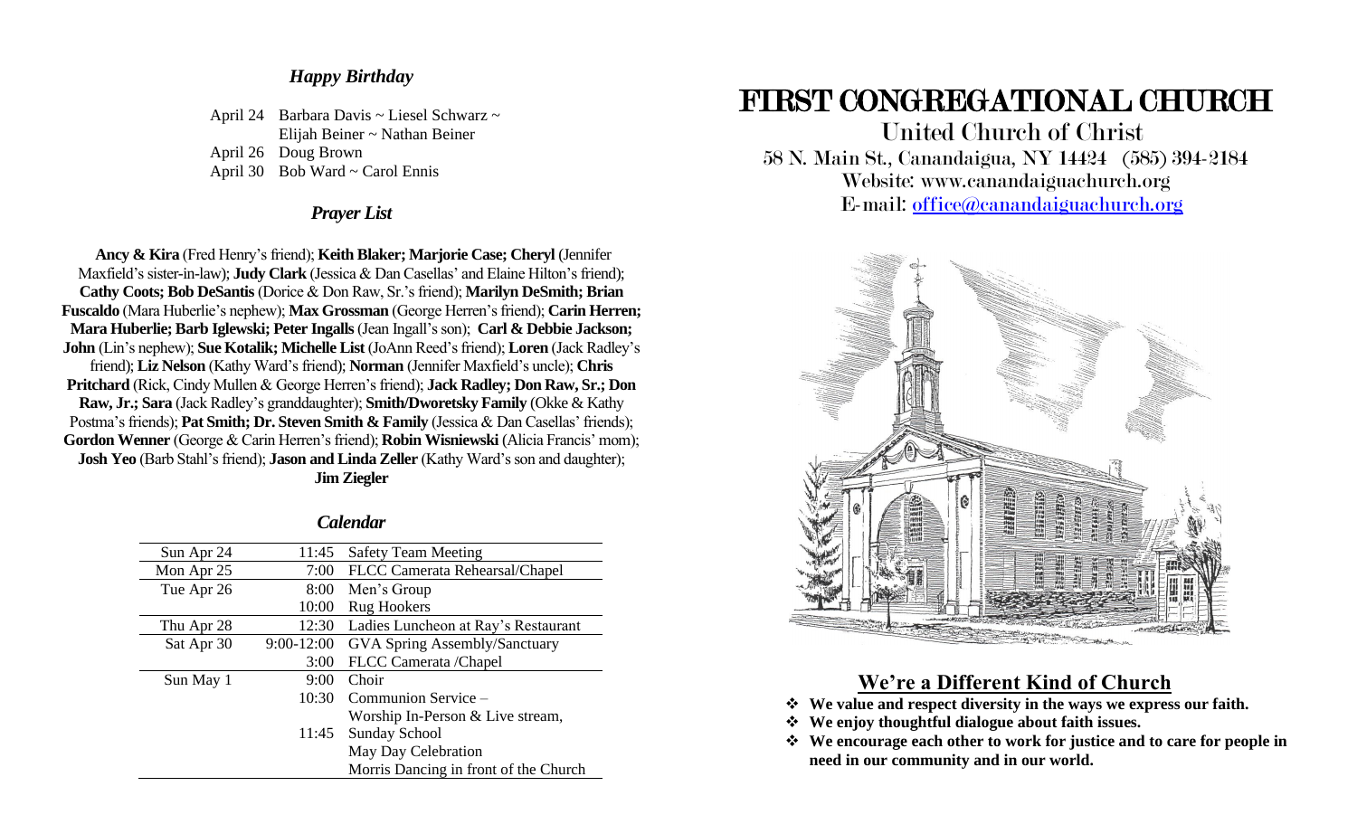### *Happy Birthday*

April 24 Barbara Davis ~ Liesel Schwarz ~ Elijah Beiner ~ Nathan Beiner
April 26 Doug Brown
April 30 Bob Ward ~ Carol Ennis

### *Prayer List*

**Ancy & Kira** (Fred Henry's friend); **Keith Blaker; Marjorie Case; Cheryl** (Jennifer Maxfield's sister-in-law); **Judy Clark** (Jessica & Dan Casellas' and Elaine Hilton's friend); **Cathy Coots; Bob DeSantis** (Dorice & Don Raw, Sr.'s friend); **Marilyn DeSmith; Brian Fuscaldo** (Mara Huberlie's nephew); **Max Grossman** (George Herren's friend); **Carin Herren; Mara Huberlie; Barb Iglewski; Peter Ingalls** (Jean Ingall's son); **Carl & Debbie Jackson; John** (Lin's nephew); **Sue Kotalik; Michelle List** (JoAnn Reed's friend); **Loren** (Jack Radley's friend); **Liz Nelson** (Kathy Ward's friend); **Norman** (Jennifer Maxfield's uncle); **Chris Pritchard** (Rick, Cindy Mullen & George Herren's friend); **Jack Radley; Don Raw, Sr.; Don Raw, Jr.; Sara** (Jack Radley's granddaughter); **Smith/Dworetsky Family** (Okke & Kathy Postma's friends); **Pat Smith; Dr. Steven Smith & Family** (Jessica & Dan Casellas' friends); **Gordon Wenner** (George & Carin Herren's friend); **Robin Wisniewski** (Alicia Francis' mom); **Josh Yeo** (Barb Stahl's friend); **Jason and Linda Zeller** (Kathy Ward's son and daughter); **Jim Ziegler**

### *Calendar*

| | | |
|---|---|---|
| Sun Apr 24 | 11:45 | Safety Team Meeting |
| Mon Apr 25 | 7:00 | FLCC Camerata Rehearsal/Chapel |
| Tue Apr 26 | 8:00 | Men's Group |
| | 10:00 | Rug Hookers |
| Thu Apr 28 | 12:30 | Ladies Luncheon at Ray's Restaurant |
| Sat Apr 30 | 9:00-12:00 | GVA Spring Assembly/Sanctuary |
| | 3:00 | FLCC Camerata /Chapel |
| Sun May 1 | 9:00 | Choir |
| | 10:30 | Communion Service – Worship In-Person & Live stream, |
| | 11:45 | Sunday School |
| | | May Day Celebration |
| | | Morris Dancing in front of the Church |

# FIRST CONGREGATIONAL CHURCH

United Church of Christ
58 N. Main St., Canandaigua, NY 14424 (585) 394-2184
Website: www.canandaiguachurch.org
E-mail: office@canandaiguachurch.org

## We're a Different Kind of Church

- **We value and respect diversity in the ways we express our faith.**
- **We enjoy thoughtful dialogue about faith issues.**
- **We encourage each other to work for justice and to care for people in need in our community and in our world.**